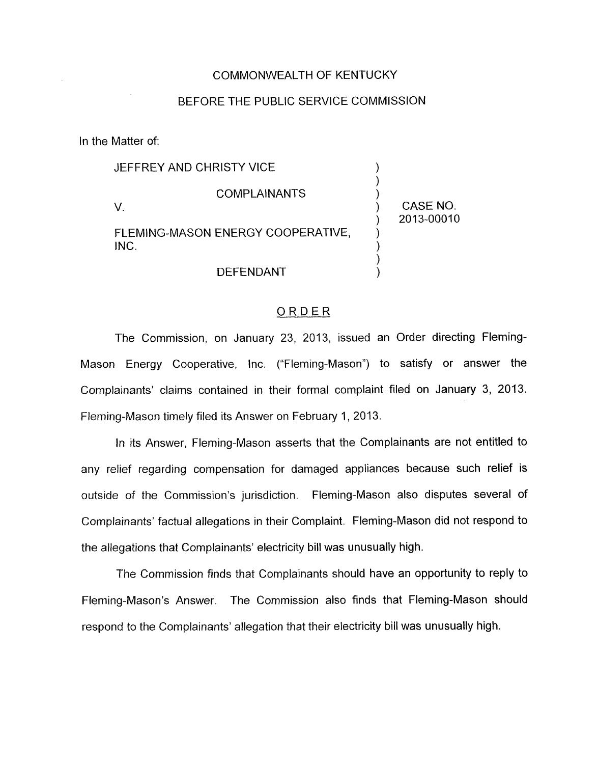COMMONWEALTH OF KENTUCKY

BEFORE THE PUBLIC SERVICE COMMISSION

In the Matter of:

| | | |
|---|---|---|
| JEFFREY AND CHRISTY VICE | ) | |
| | ) | |
| COMPLAINANTS | ) | |
| V. | ) | CASE NO. |
| | ) | 2013-00010 |
| FLEMING-MASON ENERGY COOPERATIVE, INC. | ) | |
| | ) | |
| DEFENDANT | ) | |

## ORDER

The Commission, on January 23, 2013, issued an Order directing Fleming-Mason Energy Cooperative, Inc. ("Fleming-Mason") to satisfy or answer the Complainants' claims contained in their formal complaint filed on January 3, 2013. Fleming-Mason timely filed its Answer on February 1, 2013.

In its Answer, Fleming-Mason asserts that the Complainants are not entitled to any relief regarding compensation for damaged appliances because such relief is outside of the Commission's jurisdiction. Fleming-Mason also disputes several of Complainants' factual allegations in their Complaint. Fleming-Mason did not respond to the allegations that Complainants' electricity bill was unusually high.

The Commission finds that Complainants should have an opportunity to reply to Fleming-Mason's Answer. The Commission also finds that Fleming-Mason should respond to the Complainants' allegation that their electricity bill was unusually high.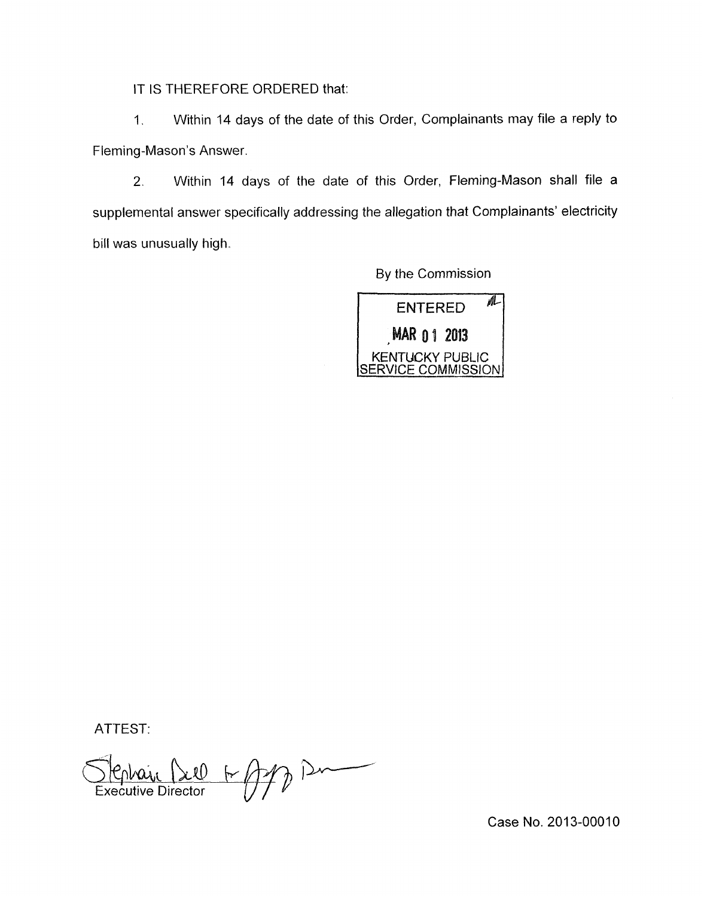IT IS THEREFORE ORDERED that:

1. Within 14 days of the date of this Order, Complainants may file a reply to Fleming-Mason's Answer.

2. Within 14 days of the date of this Order, Fleming-Mason shall file a supplemental answer specifically addressing the allegation that Complainants' electricity bill was unusually high.

By the Commission

ENTERED
MAR 01 2013
KENTUCKY PUBLIC
SERVICE COMMISSION

ATTEST:

Executive Director

Case No. 2013-00010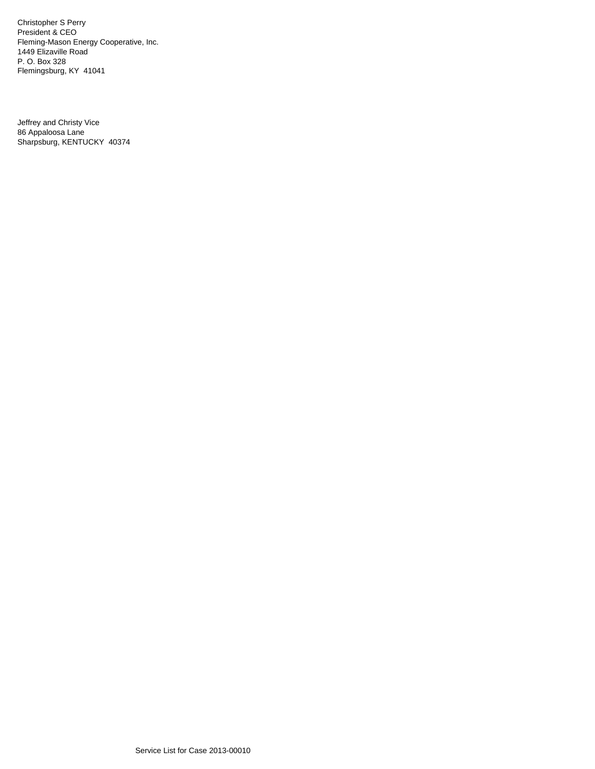Christopher S Perry
President & CEO
Fleming-Mason Energy Cooperative, Inc.
1449 Elizaville Road
P. O. Box 328
Flemingsburg, KY  41041

Jeffrey and Christy Vice
86 Appaloosa Lane
Sharpsburg, KENTUCKY  40374

Service List for Case 2013-00010